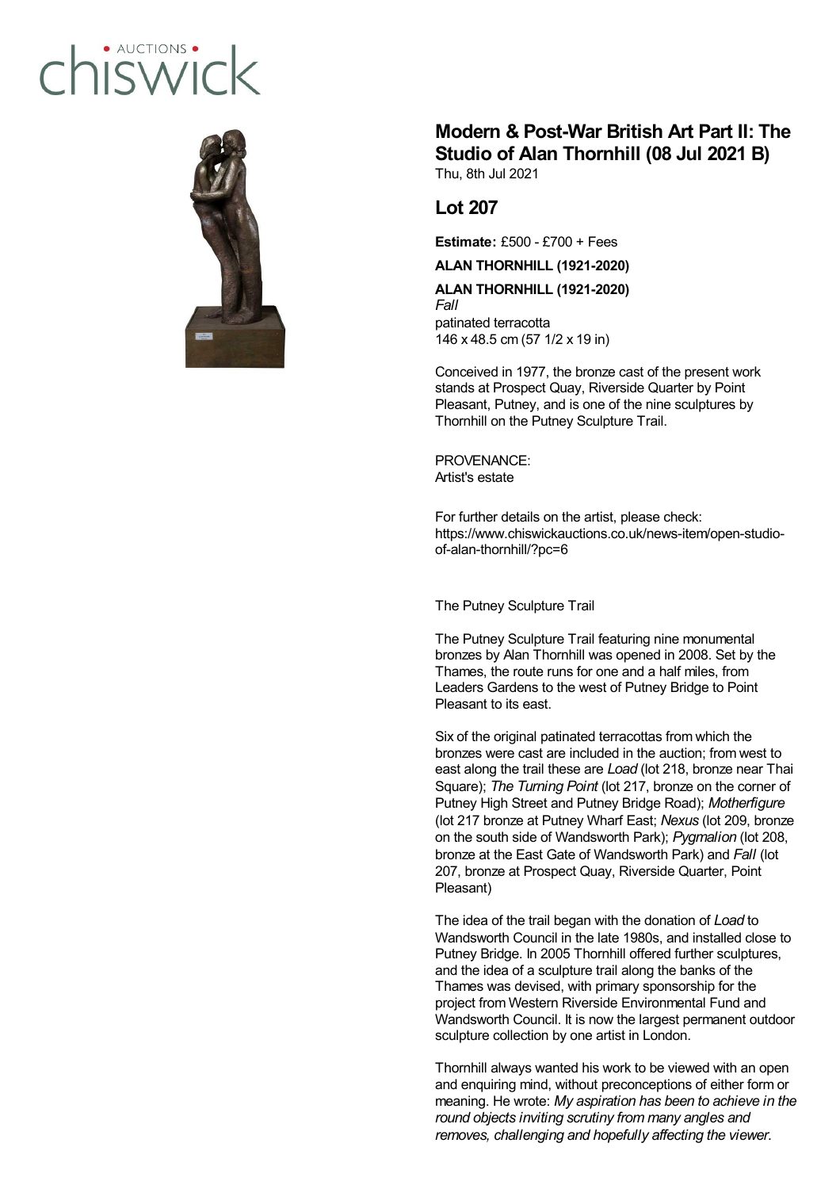# Modern & Post-War British Art Part II: The Studio of Alan Thornhill (08 Jul 2021 B)

Thu, 8th Jul 2021

## Lot 207

**Estimate:** £500 - £700 + Fees

**ALAN THORNHILL (1921-2020)**

**ALAN THORNHILL (1921-2020)**
*Fall*
patinated terracotta
146 x 48.5 cm (57 1/2 x 19 in)

Conceived in 1977, the bronze cast of the present work stands at Prospect Quay, Riverside Quarter by Point Pleasant, Putney, and is one of the nine sculptures by Thornhill on the Putney Sculpture Trail.

PROVENANCE:
Artist's estate

For further details on the artist, please check: https://www.chiswickauctions.co.uk/news-item/open-studio-of-alan-thornhill/?pc=6

The Putney Sculpture Trail

The Putney Sculpture Trail featuring nine monumental bronzes by Alan Thornhill was opened in 2008. Set by the Thames, the route runs for one and a half miles, from Leaders Gardens to the west of Putney Bridge to Point Pleasant to its east.

Six of the original patinated terracottas from which the bronzes were cast are included in the auction; from west to east along the trail these are *Load* (lot 218, bronze near Thai Square); *The Turning Point* (lot 217, bronze on the corner of Putney High Street and Putney Bridge Road); *Motherfigure* (lot 217 bronze at Putney Wharf East; *Nexus* (lot 209, bronze on the south side of Wandsworth Park); *Pygmalion* (lot 208, bronze at the East Gate of Wandsworth Park) and *Fall* (lot 207, bronze at Prospect Quay, Riverside Quarter, Point Pleasant)

The idea of the trail began with the donation of *Load* to Wandsworth Council in the late 1980s, and installed close to Putney Bridge. In 2005 Thornhill offered further sculptures, and the idea of a sculpture trail along the banks of the Thames was devised, with primary sponsorship for the project from Western Riverside Environmental Fund and Wandsworth Council. It is now the largest permanent outdoor sculpture collection by one artist in London.

Thornhill always wanted his work to be viewed with an open and enquiring mind, without preconceptions of either form or meaning. He wrote: *My aspiration has been to achieve in the round objects inviting scrutiny from many angles and removes, challenging and hopefully affecting the viewer.*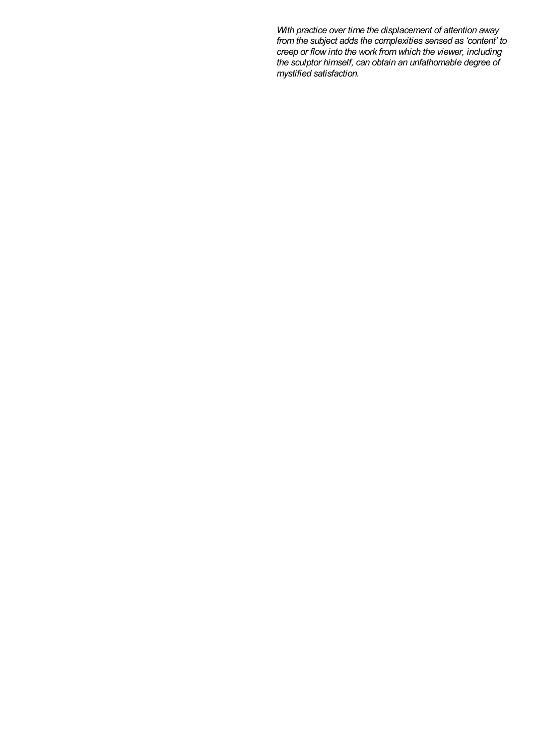*With practice over time the displacement of attention away from the subject adds the complexities sensed as 'content' to creep or flow into the work from which the viewer, including the sculptor himself, can obtain an unfathomable degree of mystified satisfaction.*